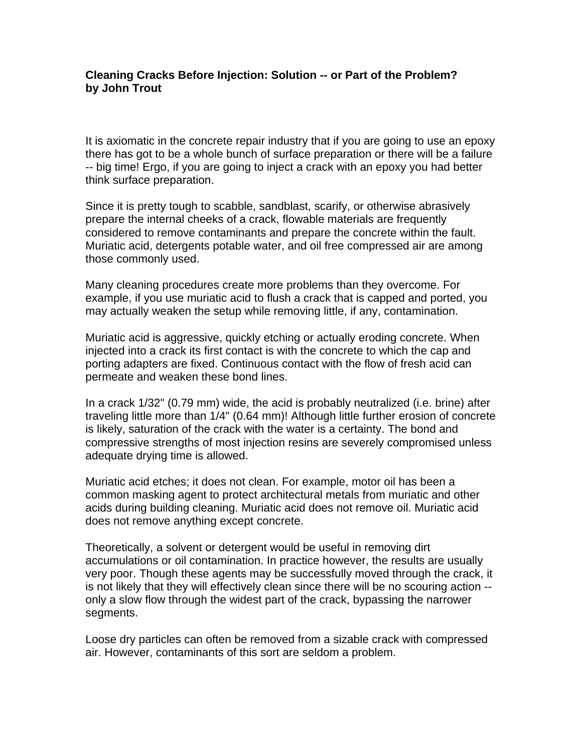**Cleaning Cracks Before Injection: Solution -- or Part of the Problem?**
**by John Trout**

It is axiomatic in the concrete repair industry that if you are going to use an epoxy there has got to be a whole bunch of surface preparation or there will be a failure -- big time! Ergo, if you are going to inject a crack with an epoxy you had better think surface preparation.

Since it is pretty tough to scabble, sandblast, scarify, or otherwise abrasively prepare the internal cheeks of a crack, flowable materials are frequently considered to remove contaminants and prepare the concrete within the fault. Muriatic acid, detergents potable water, and oil free compressed air are among those commonly used.

Many cleaning procedures create more problems than they overcome. For example, if you use muriatic acid to flush a crack that is capped and ported, you may actually weaken the setup while removing little, if any, contamination.

Muriatic acid is aggressive, quickly etching or actually eroding concrete. When injected into a crack its first contact is with the concrete to which the cap and porting adapters are fixed. Continuous contact with the flow of fresh acid can permeate and weaken these bond lines.

In a crack 1/32" (0.79 mm) wide, the acid is probably neutralized (i.e. brine) after traveling little more than 1/4" (0.64 mm)! Although little further erosion of concrete is likely, saturation of the crack with the water is a certainty. The bond and compressive strengths of most injection resins are severely compromised unless adequate drying time is allowed.

Muriatic acid etches; it does not clean. For example, motor oil has been a common masking agent to protect architectural metals from muriatic and other acids during building cleaning. Muriatic acid does not remove oil. Muriatic acid does not remove anything except concrete.

Theoretically, a solvent or detergent would be useful in removing dirt accumulations or oil contamination. In practice however, the results are usually very poor. Though these agents may be successfully moved through the crack, it is not likely that they will effectively clean since there will be no scouring action -- only a slow flow through the widest part of the crack, bypassing the narrower segments.

Loose dry particles can often be removed from a sizable crack with compressed air. However, contaminants of this sort are seldom a problem.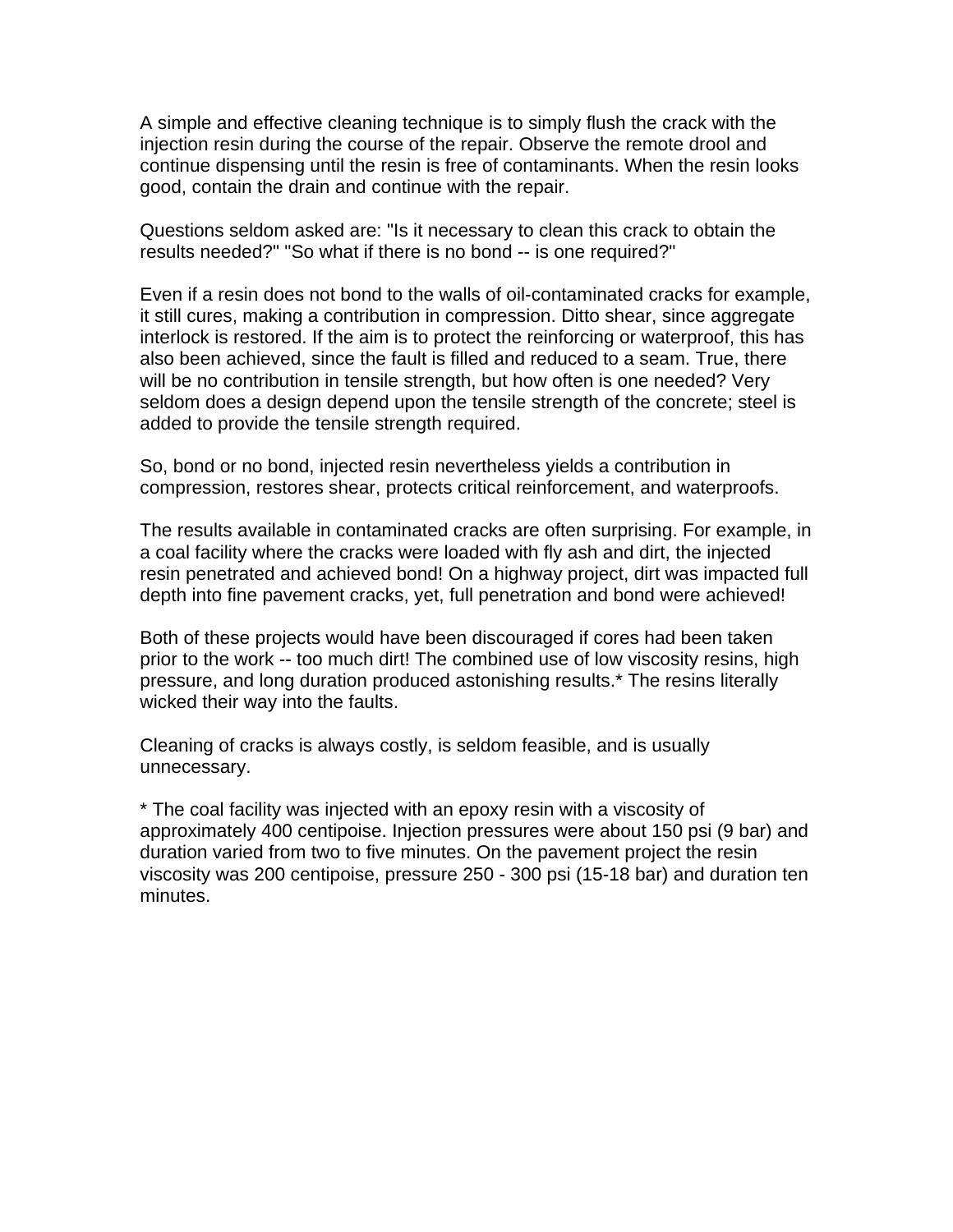A simple and effective cleaning technique is to simply flush the crack with the injection resin during the course of the repair. Observe the remote drool and continue dispensing until the resin is free of contaminants. When the resin looks good, contain the drain and continue with the repair.

Questions seldom asked are: "Is it necessary to clean this crack to obtain the results needed?" "So what if there is no bond -- is one required?"

Even if a resin does not bond to the walls of oil-contaminated cracks for example, it still cures, making a contribution in compression. Ditto shear, since aggregate interlock is restored. If the aim is to protect the reinforcing or waterproof, this has also been achieved, since the fault is filled and reduced to a seam. True, there will be no contribution in tensile strength, but how often is one needed? Very seldom does a design depend upon the tensile strength of the concrete; steel is added to provide the tensile strength required.

So, bond or no bond, injected resin nevertheless yields a contribution in compression, restores shear, protects critical reinforcement, and waterproofs.

The results available in contaminated cracks are often surprising. For example, in a coal facility where the cracks were loaded with fly ash and dirt, the injected resin penetrated and achieved bond! On a highway project, dirt was impacted full depth into fine pavement cracks, yet, full penetration and bond were achieved!

Both of these projects would have been discouraged if cores had been taken prior to the work -- too much dirt! The combined use of low viscosity resins, high pressure, and long duration produced astonishing results.* The resins literally wicked their way into the faults.

Cleaning of cracks is always costly, is seldom feasible, and is usually unnecessary.

* The coal facility was injected with an epoxy resin with a viscosity of approximately 400 centipoise. Injection pressures were about 150 psi (9 bar) and duration varied from two to five minutes. On the pavement project the resin viscosity was 200 centipoise, pressure 250 - 300 psi (15-18 bar) and duration ten minutes.